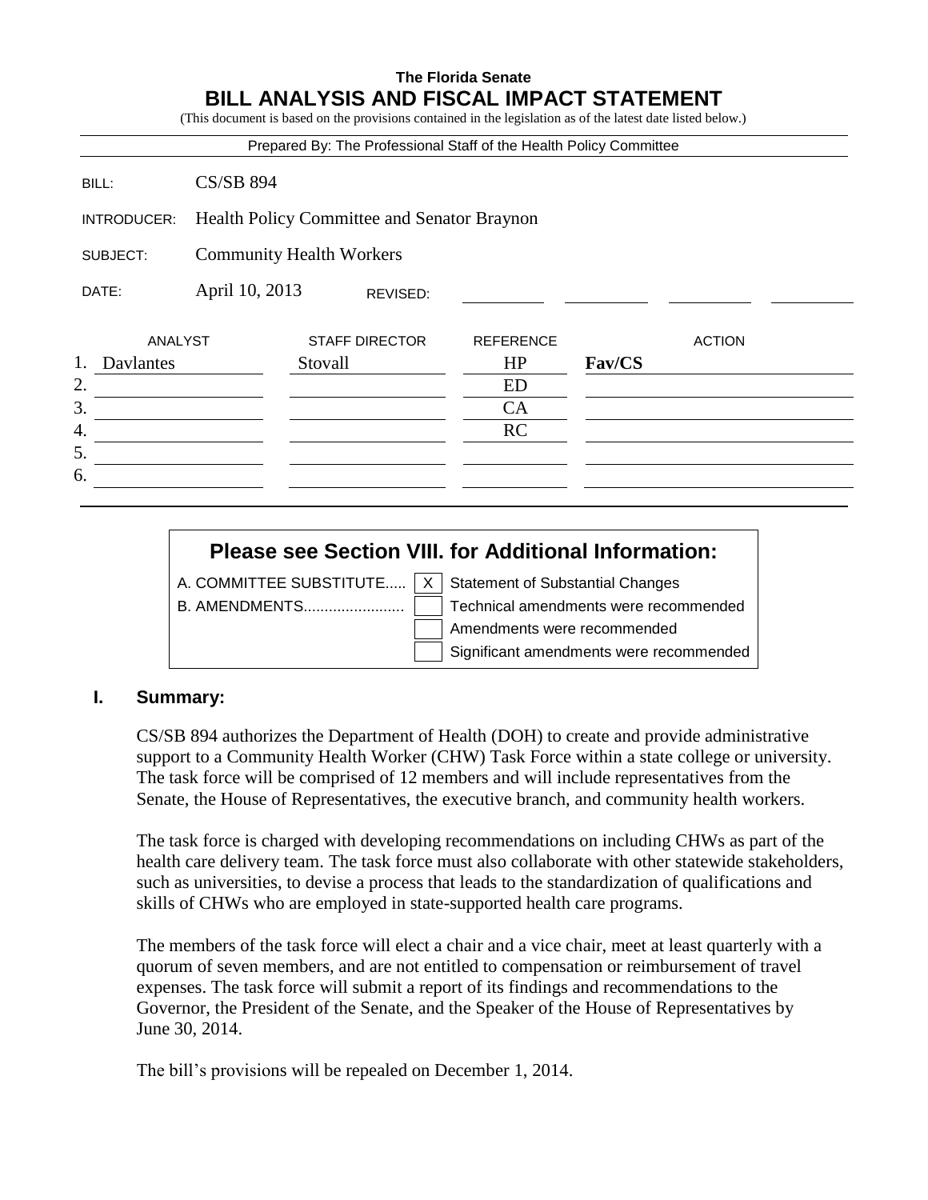**The Florida Senate**

# BILL ANALYSIS AND FISCAL IMPACT STATEMENT

(This document is based on the provisions contained in the legislation as of the latest date listed below.)

Prepared By: The Professional Staff of the Health Policy Committee

| | |
|---|---|
| BILL: | CS/SB 894 |
| INTRODUCER: | Health Policy Committee and Senator Braynon |
| SUBJECT: | Community Health Workers |
| DATE: | April 10, 2013 REVISED: |

| | ANALYST | STAFF DIRECTOR | REFERENCE | ACTION |
|---|---|---|---|---|
| 1. | Davlantes | Stovall | HP | **Fav/CS** |
| 2. | | | ED | |
| 3. | | | CA | |
| 4. | | | RC | |
| 5. | | | | |
| 6. | | | | |

**Please see Section VIII. for Additional Information:**

| | | |
|---|---|---|
| A. COMMITTEE SUBSTITUTE..... | X | Statement of Substantial Changes |
| B. AMENDMENTS........................ | | Technical amendments were recommended |
| | | Amendments were recommended |
| | | Significant amendments were recommended |

## I. Summary:

CS/SB 894 authorizes the Department of Health (DOH) to create and provide administrative support to a Community Health Worker (CHW) Task Force within a state college or university. The task force will be comprised of 12 members and will include representatives from the Senate, the House of Representatives, the executive branch, and community health workers.

The task force is charged with developing recommendations on including CHWs as part of the health care delivery team. The task force must also collaborate with other statewide stakeholders, such as universities, to devise a process that leads to the standardization of qualifications and skills of CHWs who are employed in state-supported health care programs.

The members of the task force will elect a chair and a vice chair, meet at least quarterly with a quorum of seven members, and are not entitled to compensation or reimbursement of travel expenses. The task force will submit a report of its findings and recommendations to the Governor, the President of the Senate, and the Speaker of the House of Representatives by June 30, 2014.

The bill's provisions will be repealed on December 1, 2014.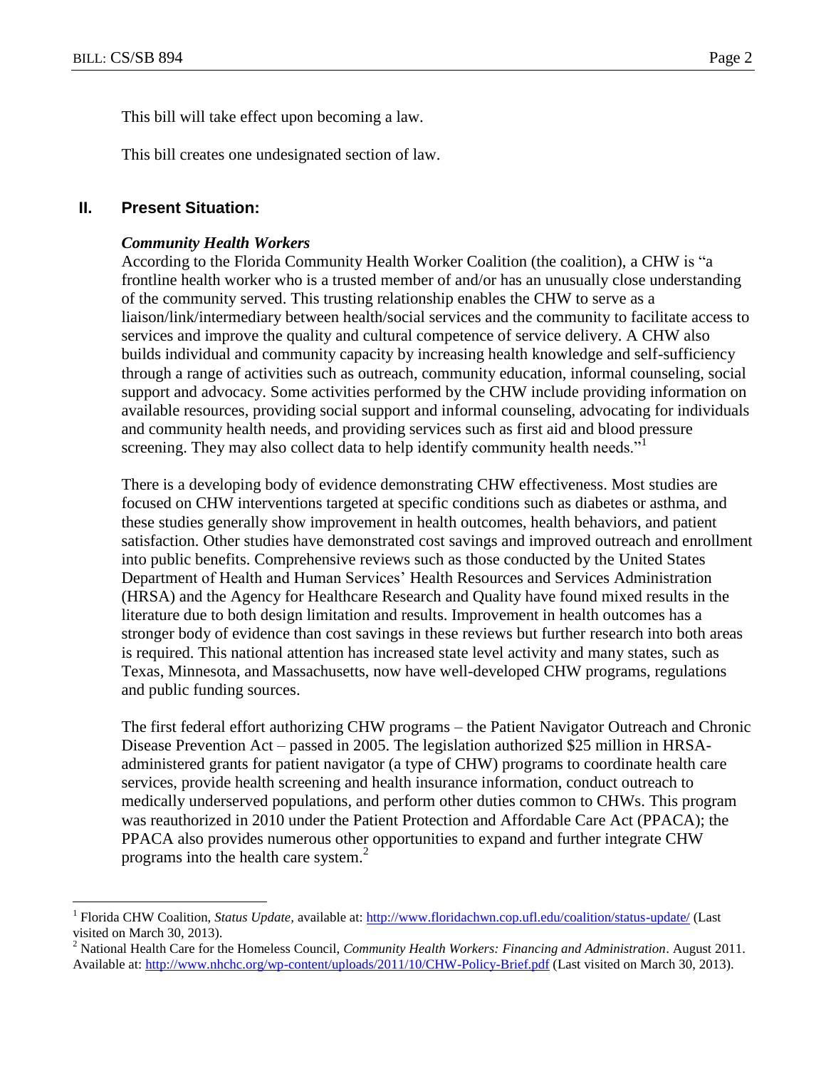This bill will take effect upon becoming a law.

This bill creates one undesignated section of law.

## II. Present Situation:

### *Community Health Workers*

According to the Florida Community Health Worker Coalition (the coalition), a CHW is "a frontline health worker who is a trusted member of and/or has an unusually close understanding of the community served. This trusting relationship enables the CHW to serve as a liaison/link/intermediary between health/social services and the community to facilitate access to services and improve the quality and cultural competence of service delivery. A CHW also builds individual and community capacity by increasing health knowledge and self-sufficiency through a range of activities such as outreach, community education, informal counseling, social support and advocacy. Some activities performed by the CHW include providing information on available resources, providing social support and informal counseling, advocating for individuals and community health needs, and providing services such as first aid and blood pressure screening. They may also collect data to help identify community health needs."[1]

There is a developing body of evidence demonstrating CHW effectiveness. Most studies are focused on CHW interventions targeted at specific conditions such as diabetes or asthma, and these studies generally show improvement in health outcomes, health behaviors, and patient satisfaction. Other studies have demonstrated cost savings and improved outreach and enrollment into public benefits. Comprehensive reviews such as those conducted by the United States Department of Health and Human Services' Health Resources and Services Administration (HRSA) and the Agency for Healthcare Research and Quality have found mixed results in the literature due to both design limitation and results. Improvement in health outcomes has a stronger body of evidence than cost savings in these reviews but further research into both areas is required. This national attention has increased state level activity and many states, such as Texas, Minnesota, and Massachusetts, now have well-developed CHW programs, regulations and public funding sources.

The first federal effort authorizing CHW programs – the Patient Navigator Outreach and Chronic Disease Prevention Act – passed in 2005. The legislation authorized $25 million in HRSA-administered grants for patient navigator (a type of CHW) programs to coordinate health care services, provide health screening and health insurance information, conduct outreach to medically underserved populations, and perform other duties common to CHWs. This program was reauthorized in 2010 under the Patient Protection and Affordable Care Act (PPACA); the PPACA also provides numerous other opportunities to expand and further integrate CHW programs into the health care system.[2]

---

[1] Florida CHW Coalition, *Status Update,* available at: http://www.floridachwn.cop.ufl.edu/coalition/status-update/ (Last visited on March 30, 2013).

[2] National Health Care for the Homeless Council, *Community Health Workers: Financing and Administration*. August 2011. Available at: http://www.nhchc.org/wp-content/uploads/2011/10/CHW-Policy-Brief.pdf (Last visited on March 30, 2013).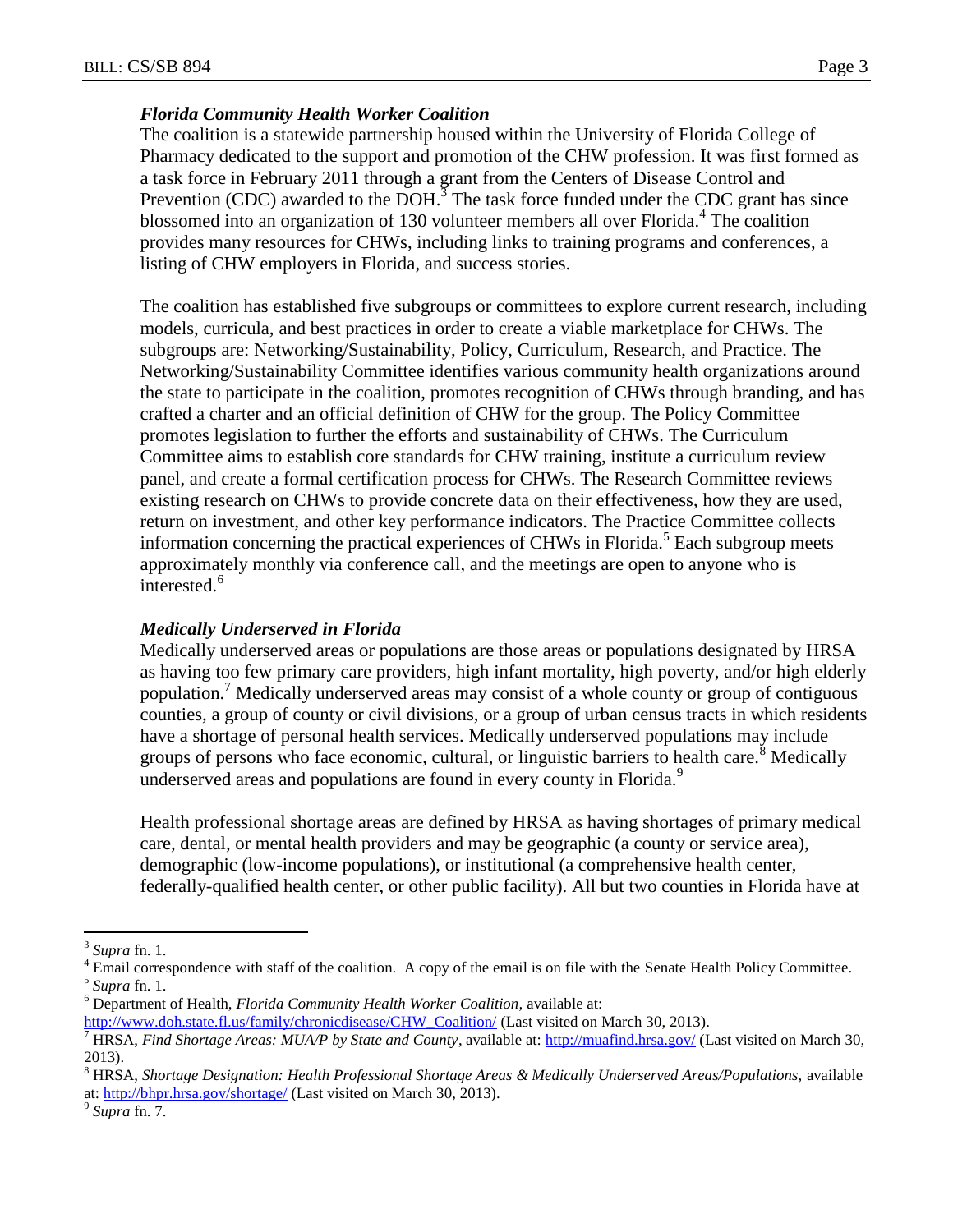### *Florida Community Health Worker Coalition*

The coalition is a statewide partnership housed within the University of Florida College of Pharmacy dedicated to the support and promotion of the CHW profession. It was first formed as a task force in February 2011 through a grant from the Centers of Disease Control and Prevention (CDC) awarded to the DOH.[3] The task force funded under the CDC grant has since blossomed into an organization of 130 volunteer members all over Florida.[4] The coalition provides many resources for CHWs, including links to training programs and conferences, a listing of CHW employers in Florida, and success stories.

The coalition has established five subgroups or committees to explore current research, including models, curricula, and best practices in order to create a viable marketplace for CHWs. The subgroups are: Networking/Sustainability, Policy, Curriculum, Research, and Practice. The Networking/Sustainability Committee identifies various community health organizations around the state to participate in the coalition, promotes recognition of CHWs through branding, and has crafted a charter and an official definition of CHW for the group. The Policy Committee promotes legislation to further the efforts and sustainability of CHWs. The Curriculum Committee aims to establish core standards for CHW training, institute a curriculum review panel, and create a formal certification process for CHWs. The Research Committee reviews existing research on CHWs to provide concrete data on their effectiveness, how they are used, return on investment, and other key performance indicators. The Practice Committee collects information concerning the practical experiences of CHWs in Florida.[5] Each subgroup meets approximately monthly via conference call, and the meetings are open to anyone who is interested.[6]

### *Medically Underserved in Florida*

Medically underserved areas or populations are those areas or populations designated by HRSA as having too few primary care providers, high infant mortality, high poverty, and/or high elderly population.[7] Medically underserved areas may consist of a whole county or group of contiguous counties, a group of county or civil divisions, or a group of urban census tracts in which residents have a shortage of personal health services. Medically underserved populations may include groups of persons who face economic, cultural, or linguistic barriers to health care.[8] Medically underserved areas and populations are found in every county in Florida.[9]

Health professional shortage areas are defined by HRSA as having shortages of primary medical care, dental, or mental health providers and may be geographic (a county or service area), demographic (low-income populations), or institutional (a comprehensive health center, federally-qualified health center, or other public facility). All but two counties in Florida have at

---

[3] *Supra* fn. 1.

[4] Email correspondence with staff of the coalition. A copy of the email is on file with the Senate Health Policy Committee.

[5] *Supra* fn. 1.

[6] Department of Health, *Florida Community Health Worker Coalition*, available at: http://www.doh.state.fl.us/family/chronicdisease/CHW_Coalition/ (Last visited on March 30, 2013).

[7] HRSA, *Find Shortage Areas: MUA/P by State and County*, available at: http://muafind.hrsa.gov/ (Last visited on March 30, 2013).

[8] HRSA, *Shortage Designation: Health Professional Shortage Areas & Medically Underserved Areas/Populations*, available at: http://bhpr.hrsa.gov/shortage/ (Last visited on March 30, 2013).

[9] *Supra* fn. 7.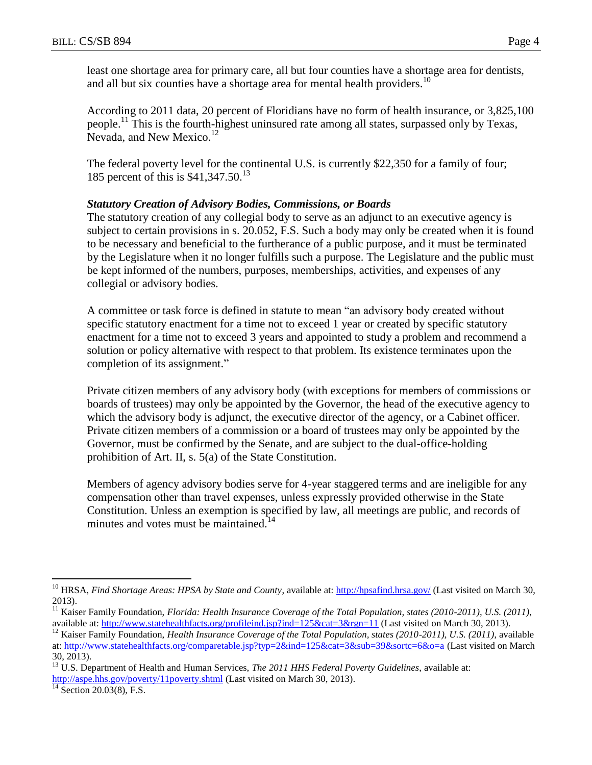least one shortage area for primary care, all but four counties have a shortage area for dentists, and all but six counties have a shortage area for mental health providers.[10]

According to 2011 data, 20 percent of Floridians have no form of health insurance, or 3,825,100 people.[11] This is the fourth-highest uninsured rate among all states, surpassed only by Texas, Nevada, and New Mexico.[12]

The federal poverty level for the continental U.S. is currently $22,350 for a family of four; 185 percent of this is $41,347.50.[13]

***Statutory Creation of Advisory Bodies, Commissions, or Boards***

The statutory creation of any collegial body to serve as an adjunct to an executive agency is subject to certain provisions in s. 20.052, F.S. Such a body may only be created when it is found to be necessary and beneficial to the furtherance of a public purpose, and it must be terminated by the Legislature when it no longer fulfills such a purpose. The Legislature and the public must be kept informed of the numbers, purposes, memberships, activities, and expenses of any collegial or advisory bodies.

A committee or task force is defined in statute to mean "an advisory body created without specific statutory enactment for a time not to exceed 1 year or created by specific statutory enactment for a time not to exceed 3 years and appointed to study a problem and recommend a solution or policy alternative with respect to that problem. Its existence terminates upon the completion of its assignment."

Private citizen members of any advisory body (with exceptions for members of commissions or boards of trustees) may only be appointed by the Governor, the head of the executive agency to which the advisory body is adjunct, the executive director of the agency, or a Cabinet officer. Private citizen members of a commission or a board of trustees may only be appointed by the Governor, must be confirmed by the Senate, and are subject to the dual-office-holding prohibition of Art. II, s. 5(a) of the State Constitution.

Members of agency advisory bodies serve for 4-year staggered terms and are ineligible for any compensation other than travel expenses, unless expressly provided otherwise in the State Constitution. Unless an exemption is specified by law, all meetings are public, and records of minutes and votes must be maintained.[14]

---

[10] HRSA, *Find Shortage Areas: HPSA by State and County*, available at: http://hpsafind.hrsa.gov/ (Last visited on March 30, 2013).

[11] Kaiser Family Foundation, *Florida: Health Insurance Coverage of the Total Population, states (2010-2011), U.S. (2011)*, available at: http://www.statehealthfacts.org/profileind.jsp?ind=125&cat=3&rgn=11 (Last visited on March 30, 2013).

[12] Kaiser Family Foundation, *Health Insurance Coverage of the Total Population, states (2010-2011), U.S. (2011)*, available at: http://www.statehealthfacts.org/comparetable.jsp?typ=2&ind=125&cat=3&sub=39&sortc=6&o=a (Last visited on March 30, 2013).

[13] U.S. Department of Health and Human Services, *The 2011 HHS Federal Poverty Guidelines*, available at: http://aspe.hhs.gov/poverty/11poverty.shtml (Last visited on March 30, 2013).

[14] Section 20.03(8), F.S.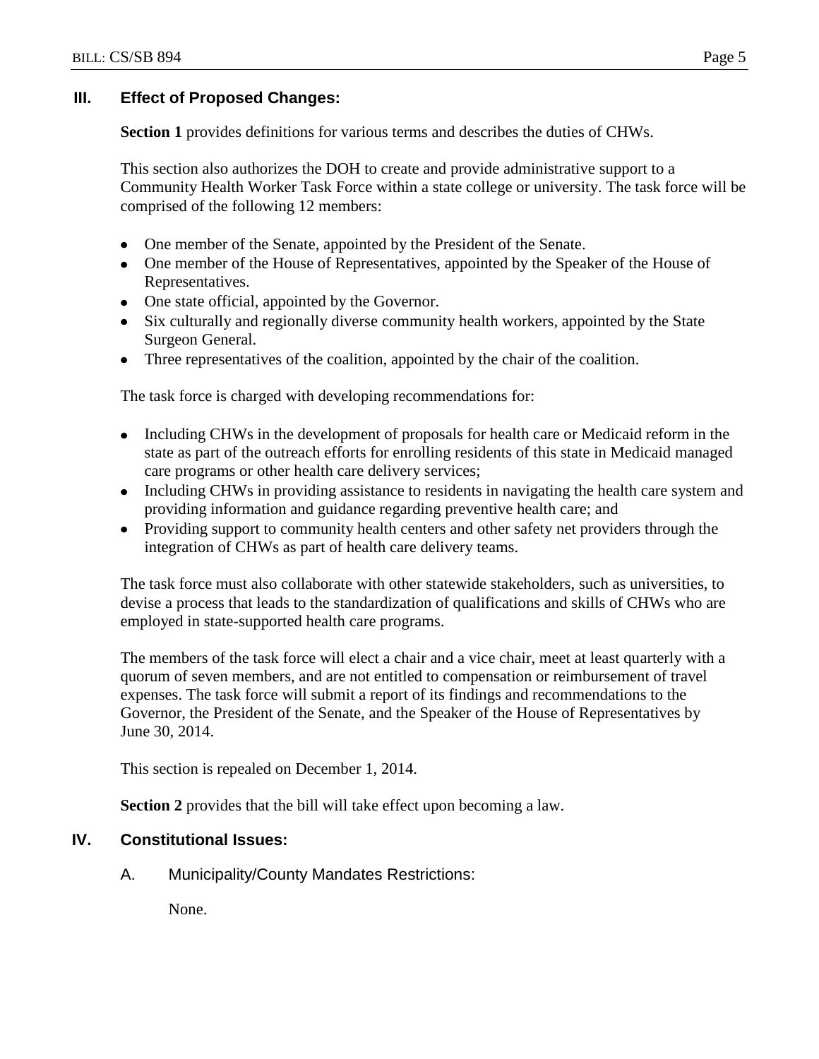## III. Effect of Proposed Changes:

**Section 1** provides definitions for various terms and describes the duties of CHWs.

This section also authorizes the DOH to create and provide administrative support to a Community Health Worker Task Force within a state college or university. The task force will be comprised of the following 12 members:

- One member of the Senate, appointed by the President of the Senate.
- One member of the House of Representatives, appointed by the Speaker of the House of Representatives.
- One state official, appointed by the Governor.
- Six culturally and regionally diverse community health workers, appointed by the State Surgeon General.
- Three representatives of the coalition, appointed by the chair of the coalition.

The task force is charged with developing recommendations for:

- Including CHWs in the development of proposals for health care or Medicaid reform in the state as part of the outreach efforts for enrolling residents of this state in Medicaid managed care programs or other health care delivery services;
- Including CHWs in providing assistance to residents in navigating the health care system and providing information and guidance regarding preventive health care; and
- Providing support to community health centers and other safety net providers through the integration of CHWs as part of health care delivery teams.

The task force must also collaborate with other statewide stakeholders, such as universities, to devise a process that leads to the standardization of qualifications and skills of CHWs who are employed in state-supported health care programs.

The members of the task force will elect a chair and a vice chair, meet at least quarterly with a quorum of seven members, and are not entitled to compensation or reimbursement of travel expenses. The task force will submit a report of its findings and recommendations to the Governor, the President of the Senate, and the Speaker of the House of Representatives by June 30, 2014.

This section is repealed on December 1, 2014.

**Section 2** provides that the bill will take effect upon becoming a law.

## IV. Constitutional Issues:

### A. Municipality/County Mandates Restrictions:

None.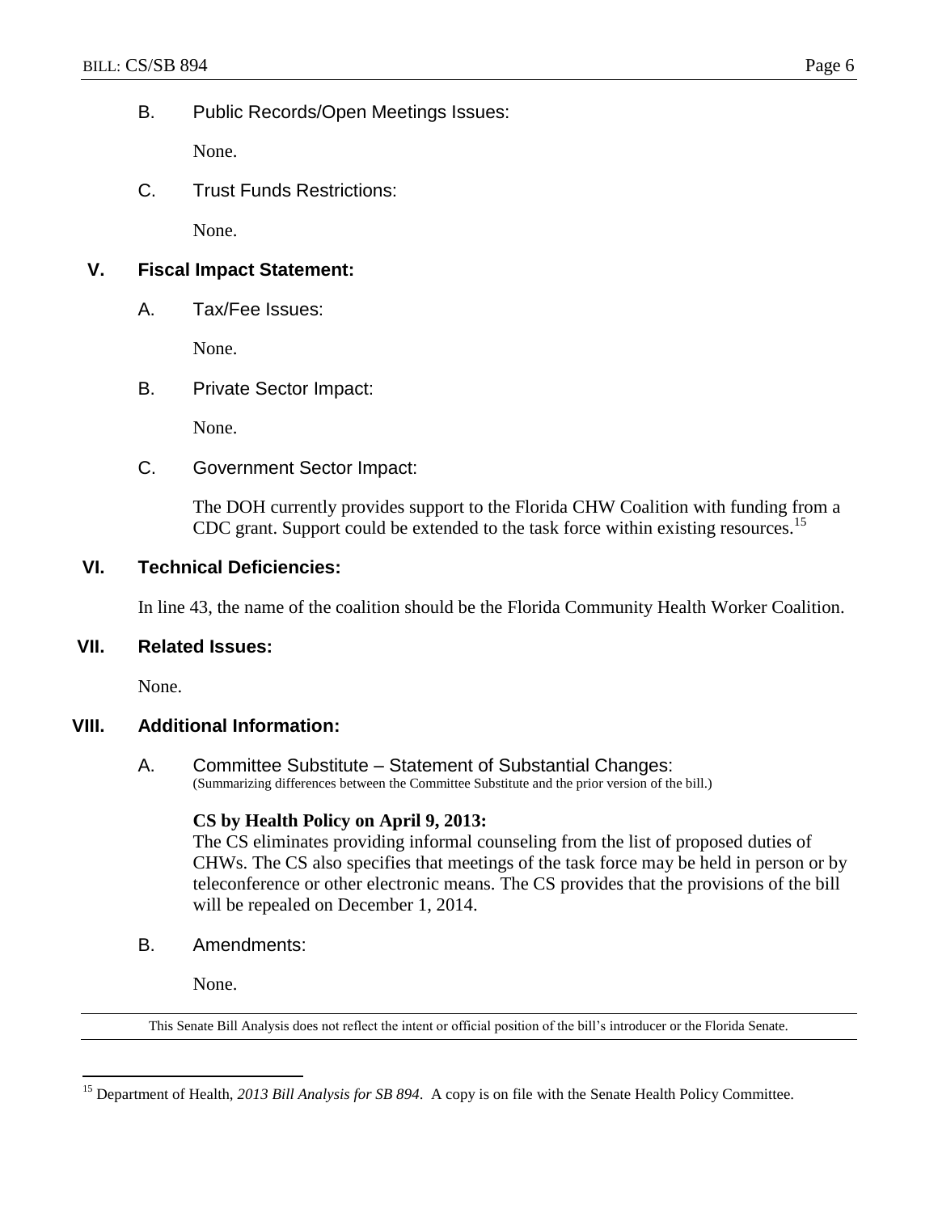B. Public Records/Open Meetings Issues:

None.

C. Trust Funds Restrictions:

None.

## V. Fiscal Impact Statement:

A. Tax/Fee Issues:

None.

B. Private Sector Impact:

None.

C. Government Sector Impact:

The DOH currently provides support to the Florida CHW Coalition with funding from a CDC grant. Support could be extended to the task force within existing resources.[15]

## VI. Technical Deficiencies:

In line 43, the name of the coalition should be the Florida Community Health Worker Coalition.

## VII. Related Issues:

None.

## VIII. Additional Information:

A. Committee Substitute – Statement of Substantial Changes:
(Summarizing differences between the Committee Substitute and the prior version of the bill.)

**CS by Health Policy on April 9, 2013:**
The CS eliminates providing informal counseling from the list of proposed duties of CHWs. The CS also specifies that meetings of the task force may be held in person or by teleconference or other electronic means. The CS provides that the provisions of the bill will be repealed on December 1, 2014.

B. Amendments:

None.

This Senate Bill Analysis does not reflect the intent or official position of the bill's introducer or the Florida Senate.

---

[15] Department of Health, *2013 Bill Analysis for SB 894*. A copy is on file with the Senate Health Policy Committee.